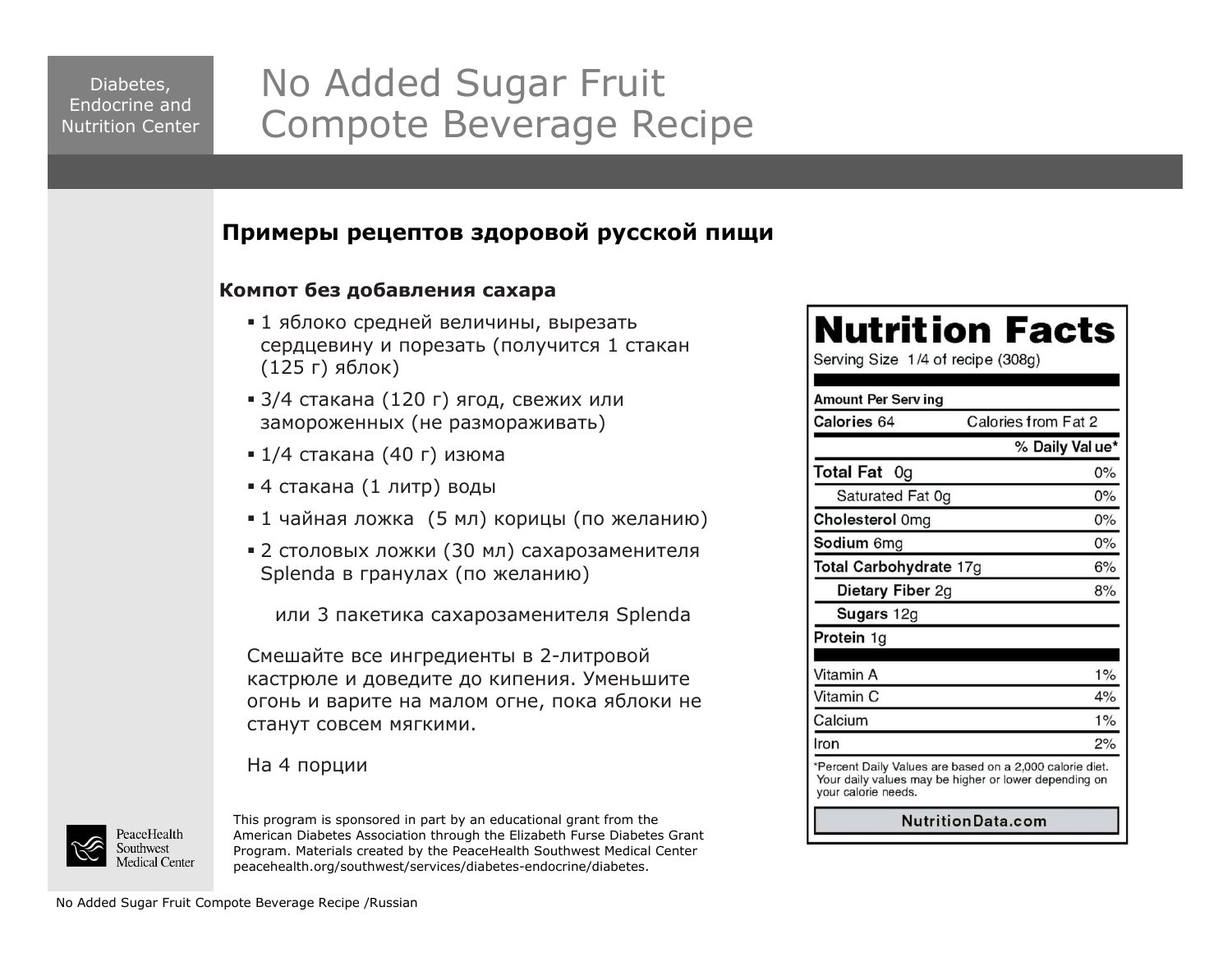Diabetes, Endocrine and Nutrition Center

# No Added Sugar Fruit Compote Beverage Recipe

## Примеры рецептов здоровой русской пищи

### Компот без добавления сахара

- 1 яблоко средней величины, вырезать сердцевину и порезать (получится 1 стакан (125 г) яблок)
- 3/4 стакана (120 г) ягод, свежих или замороженных (не размораживать)
- 1/4 стакана (40 г) изюма
- 4 стакана (1 литр) воды
- 1 чайная ложка (5 мл) корицы (по желанию)
- 2 столовых ложки (30 мл) сахарозаменителя Splenda в гранулах (по желанию)

  или 3 пакетика сахарозаменителя Splenda

Смешайте все ингредиенты в 2-литровой кастрюле и доведите до кипения. Уменьшите огонь и варите на малом огне, пока яблоки не станут совсем мягкими.

На 4 порции

**Nutrition Facts**

Serving Size 1/4 of recipe (308g)

| Amount Per Serving | |
|---|---|
| **Calories** 64 | Calories from Fat 2 |
| | **% Daily Value*** |
| **Total Fat** 0g | 0% |
| Saturated Fat 0g | 0% |
| **Cholesterol** 0mg | 0% |
| **Sodium** 6mg | 0% |
| **Total Carbohydrate** 17g | 6% |
| **Dietary Fiber** 2g | 8% |
| **Sugars** 12g | |
| **Protein** 1g | |
| Vitamin A | 1% |
| Vitamin C | 4% |
| Calcium | 1% |
| Iron | 2% |

*Percent Daily Values are based on a 2,000 calorie diet. Your daily values may be higher or lower depending on your calorie needs.

NutritionData.com

PeaceHealth Southwest Medical Center

This program is sponsored in part by an educational grant from the American Diabetes Association through the Elizabeth Furse Diabetes Grant Program. Materials created by the PeaceHealth Southwest Medical Center peacehealth.org/southwest/services/diabetes-endocrine/diabetes.

No Added Sugar Fruit Compote Beverage Recipe /Russian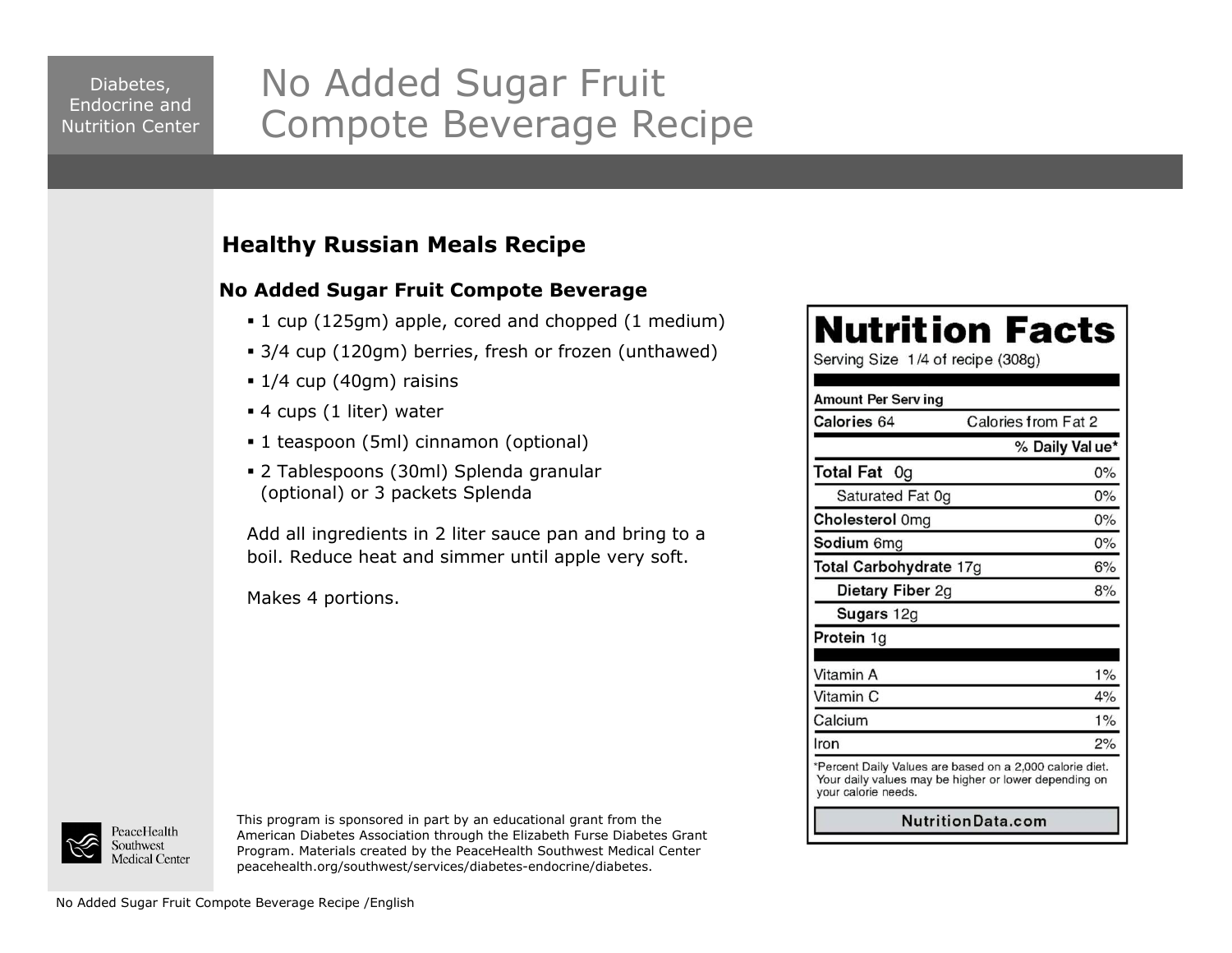# No Added Sugar Fruit Compote Beverage Recipe

Diabetes, Endocrine and Nutrition Center

## Healthy Russian Meals Recipe

### No Added Sugar Fruit Compote Beverage

- 1 cup (125gm) apple, cored and chopped (1 medium)
- 3/4 cup (120gm) berries, fresh or frozen (unthawed)
- 1/4 cup (40gm) raisins
- 4 cups (1 liter) water
- 1 teaspoon (5ml) cinnamon (optional)
- 2 Tablespoons (30ml) Splenda granular (optional) or 3 packets Splenda

Add all ingredients in 2 liter sauce pan and bring to a boil. Reduce heat and simmer until apple very soft.

Makes 4 portions.

**Nutrition Facts**

Serving Size 1/4 of recipe (308g)

| Amount Per Serving | |
|---|---|
| Calories 64 | Calories from Fat 2 |
| | % Daily Value* |
| **Total Fat** 0g | 0% |
| Saturated Fat 0g | 0% |
| **Cholesterol** 0mg | 0% |
| **Sodium** 6mg | 0% |
| **Total Carbohydrate** 17g | 6% |
| **Dietary Fiber** 2g | 8% |
| **Sugars** 12g | |
| **Protein** 1g | |
| Vitamin A | 1% |
| Vitamin C | 4% |
| Calcium | 1% |
| Iron | 2% |

*Percent Daily Values are based on a 2,000 calorie diet. Your daily values may be higher or lower depending on your calorie needs.

NutritionData.com

PeaceHealth Southwest Medical Center

This program is sponsored in part by an educational grant from the American Diabetes Association through the Elizabeth Furse Diabetes Grant Program. Materials created by the PeaceHealth Southwest Medical Center peacehealth.org/southwest/services/diabetes-endocrine/diabetes.